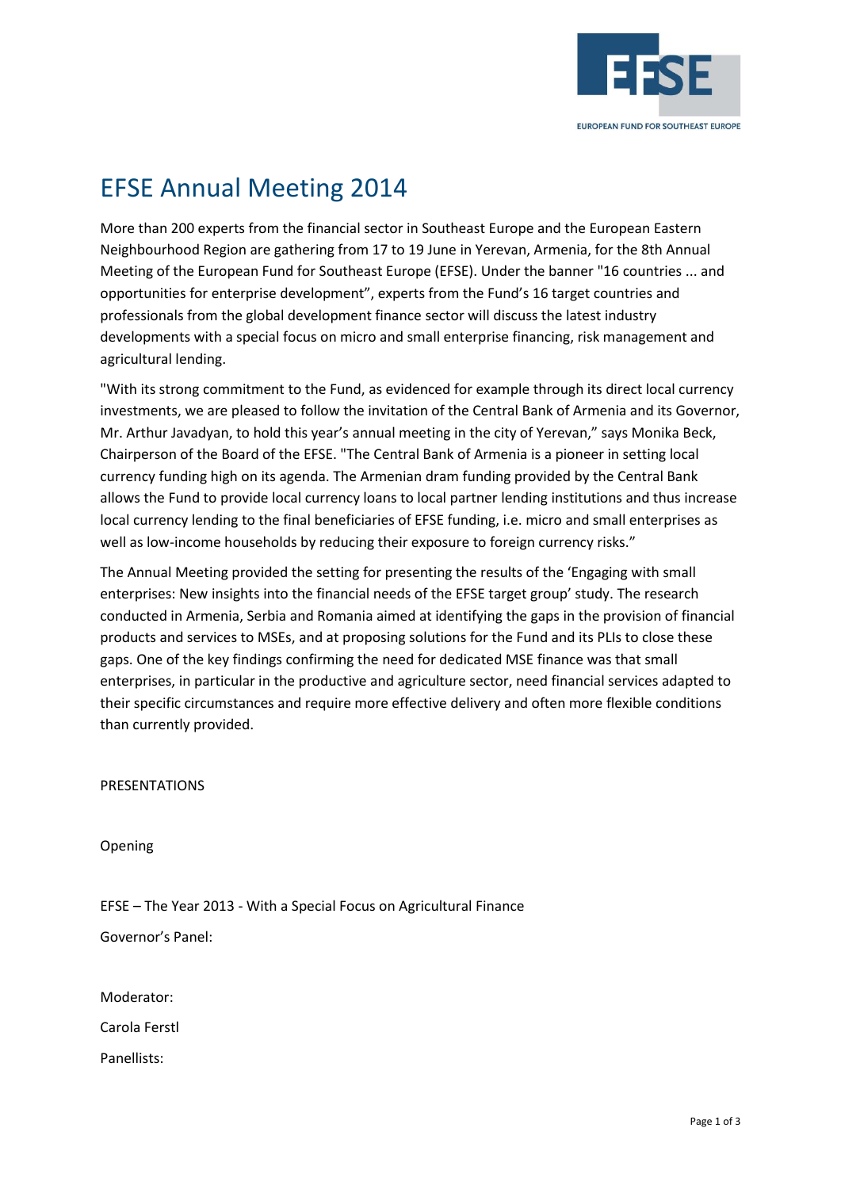# EFSE Annual Meeting 2014

More than 200 experts from the financial sector in Southeast Europe and the European Eastern Neighbourhood Region are gathering from 17 to 19 June in Yerevan, Armenia, for the 8th Annual Meeting of the European Fund for Southeast Europe (EFSE). Under the banner "16 countries ... and opportunities for enterprise development", experts from the Fund's 16 target countries and professionals from the global development finance sector will discuss the latest industry developments with a special focus on micro and small enterprise financing, risk management and agricultural lending.

"With its strong commitment to the Fund, as evidenced for example through its direct local currency investments, we are pleased to follow the invitation of the Central Bank of Armenia and its Governor, Mr. Arthur Javadyan, to hold this year's annual meeting in the city of Yerevan," says Monika Beck, Chairperson of the Board of the EFSE. "The Central Bank of Armenia is a pioneer in setting local currency funding high on its agenda. The Armenian dram funding provided by the Central Bank allows the Fund to provide local currency loans to local partner lending institutions and thus increase local currency lending to the final beneficiaries of EFSE funding, i.e. micro and small enterprises as well as low-income households by reducing their exposure to foreign currency risks."

The Annual Meeting provided the setting for presenting the results of the 'Engaging with small enterprises: New insights into the financial needs of the EFSE target group' study. The research conducted in Armenia, Serbia and Romania aimed at identifying the gaps in the provision of financial products and services to MSEs, and at proposing solutions for the Fund and its PLIs to close these gaps. One of the key findings confirming the need for dedicated MSE finance was that small enterprises, in particular in the productive and agriculture sector, need financial services adapted to their specific circumstances and require more effective delivery and often more flexible conditions than currently provided.

PRESENTATIONS

Opening

EFSE – The Year 2013 - With a Special Focus on Agricultural Finance

Governor's Panel:

Moderator:

Carola Ferstl

Panellists: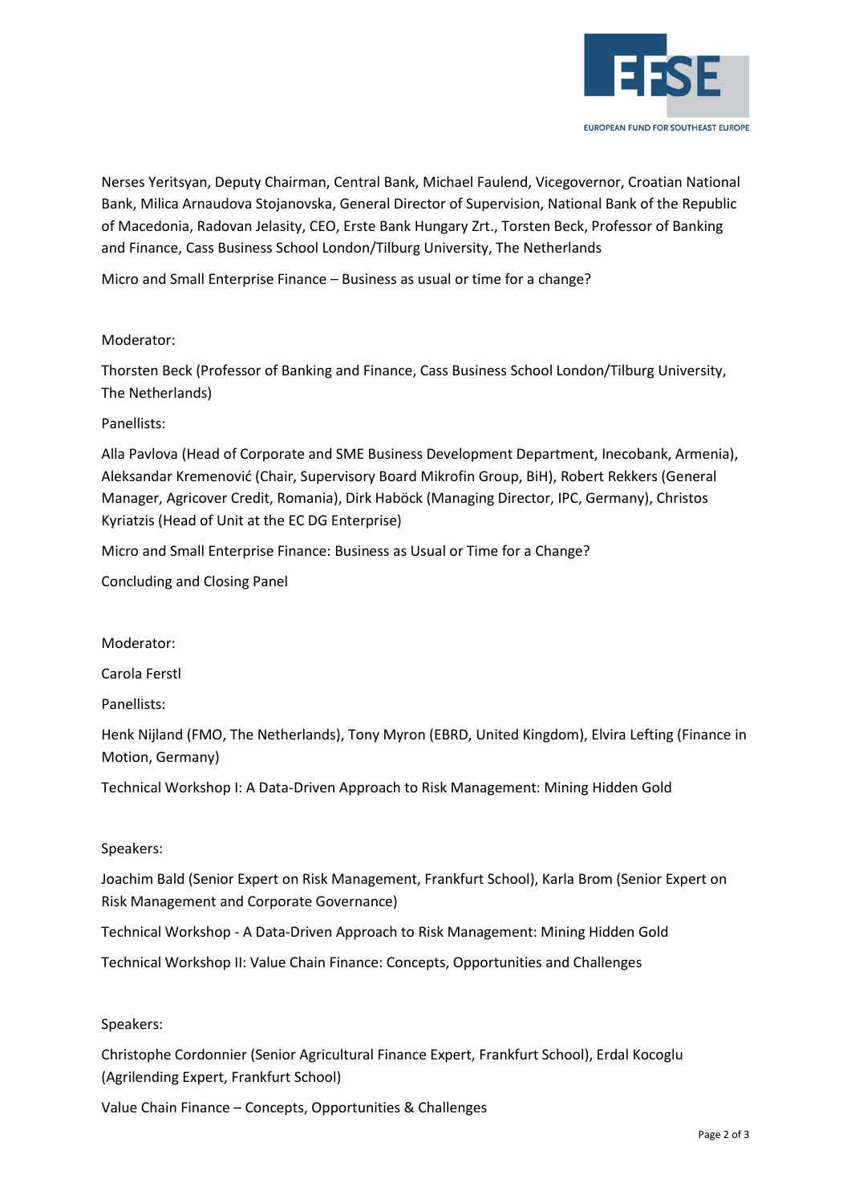Nerses Yeritsyan, Deputy Chairman, Central Bank, Michael Faulend, Vicegovernor, Croatian National Bank, Milica Arnaudova Stojanovska, General Director of Supervision, National Bank of the Republic of Macedonia, Radovan Jelasity, CEO, Erste Bank Hungary Zrt., Torsten Beck, Professor of Banking and Finance, Cass Business School London/Tilburg University, The Netherlands

Micro and Small Enterprise Finance – Business as usual or time for a change?

Moderator:

Thorsten Beck (Professor of Banking and Finance, Cass Business School London/Tilburg University, The Netherlands)

Panellists:

Alla Pavlova (Head of Corporate and SME Business Development Department, Inecobank, Armenia), Aleksandar Kremenović (Chair, Supervisory Board Mikrofin Group, BiH), Robert Rekkers (General Manager, Agricover Credit, Romania), Dirk Haböck (Managing Director, IPC, Germany), Christos Kyriatzis (Head of Unit at the EC DG Enterprise)

Micro and Small Enterprise Finance: Business as Usual or Time for a Change?

Concluding and Closing Panel

Moderator:

Carola Ferstl

Panellists:

Henk Nijland (FMO, The Netherlands), Tony Myron (EBRD, United Kingdom), Elvira Lefting (Finance in Motion, Germany)

Technical Workshop I: A Data-Driven Approach to Risk Management: Mining Hidden Gold

Speakers:

Joachim Bald (Senior Expert on Risk Management, Frankfurt School), Karla Brom (Senior Expert on Risk Management and Corporate Governance)

Technical Workshop - A Data-Driven Approach to Risk Management: Mining Hidden Gold

Technical Workshop II: Value Chain Finance: Concepts, Opportunities and Challenges

Speakers:

Christophe Cordonnier (Senior Agricultural Finance Expert, Frankfurt School), Erdal Kocoglu (Agrilending Expert, Frankfurt School)

Value Chain Finance – Concepts, Opportunities & Challenges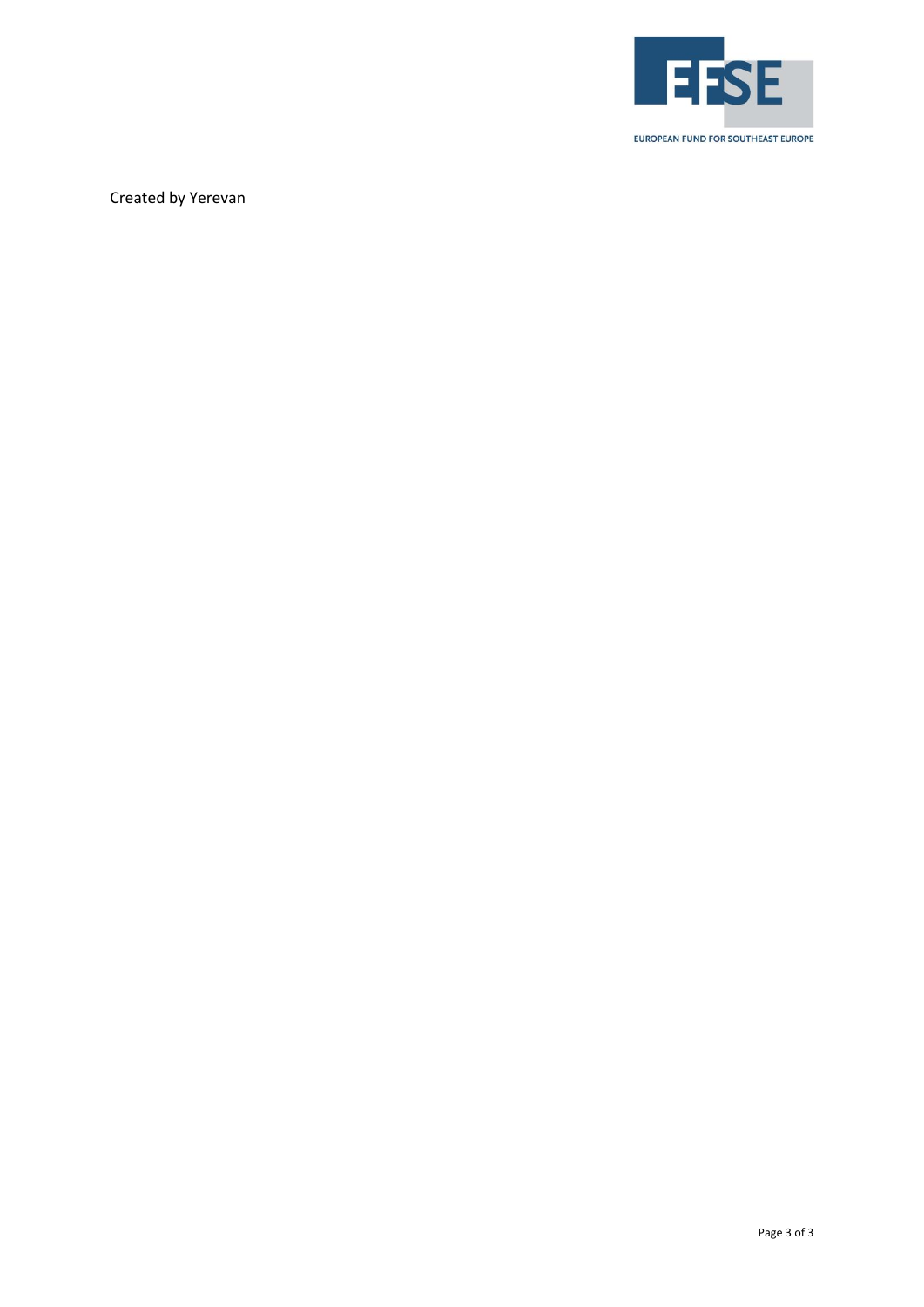Created by Yerevan